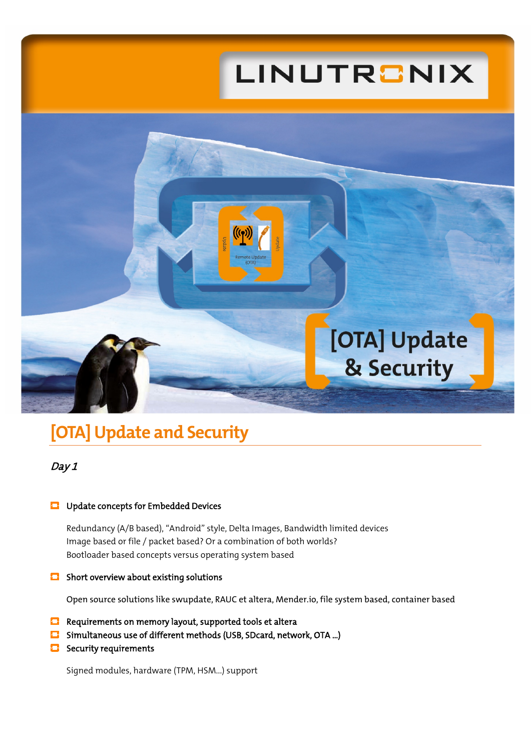# [OTA] Update and Security

*Day 1*

- **Update concepts for Embedded Devices**

  Redundancy (A/B based), “Android” style, Delta Images, Bandwidth limited devices
  Image based or file / packet based? Or a combination of both worlds?
  Bootloader based concepts versus operating system based

- **Short overview about existing solutions**

  Open source solutions like swupdate, RAUC et altera, Mender.io, file system based, container based

- **Requirements on memory layout, supported tools et altera**
- **Simultaneous use of different methods (USB, SDcard, network, OTA ...)**
- **Security requirements**

  Signed modules, hardware (TPM, HSM...) support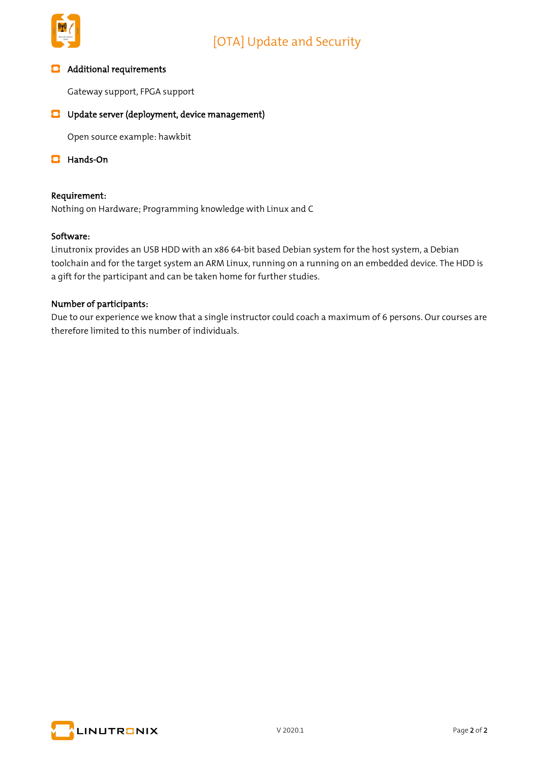- **Additional requirements**

  Gateway support, FPGA support

- **Update server (deployment, device management)**

  Open source example: hawkbit

- **Hands-On**

**Requirement:**
Nothing on Hardware; Programming knowledge with Linux and C

**Software:**
Linutronix provides an USB HDD with an x86 64-bit based Debian system for the host system, a Debian toolchain and for the target system an ARM Linux, running on a running on an embedded device. The HDD is a gift for the participant and can be taken home for further studies.

**Number of participants:**
Due to our experience we know that a single instructor could coach a maximum of 6 persons. Our courses are therefore limited to this number of individuals.